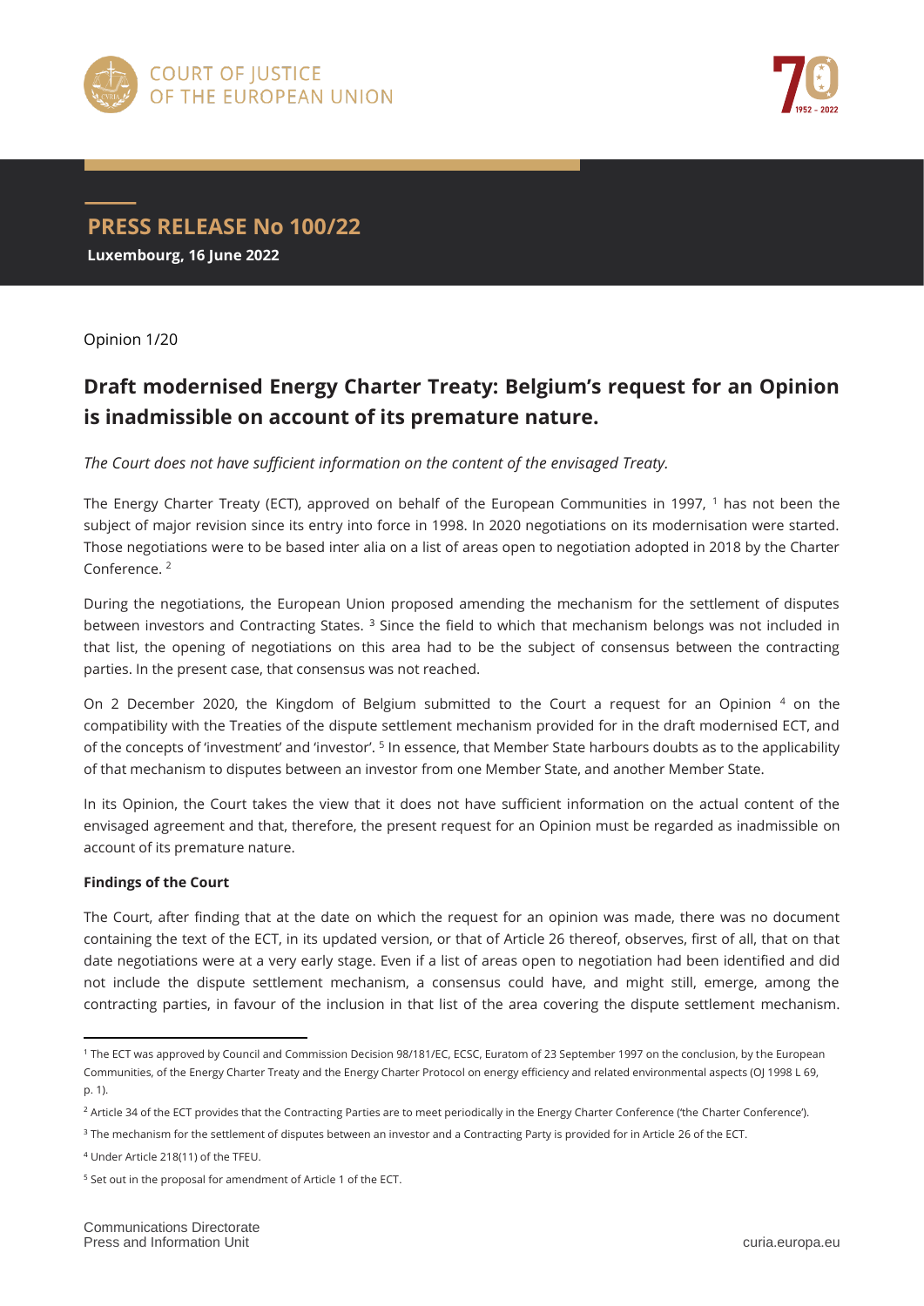# PRESS RELEASE No 100/22

**Luxembourg, 16 June 2022**

Opinion 1/20

## Draft modernised Energy Charter Treaty: Belgium's request for an Opinion is inadmissible on account of its premature nature.

*The Court does not have sufficient information on the content of the envisaged Treaty.*

The Energy Charter Treaty (ECT), approved on behalf of the European Communities in 1997, [1] has not been the subject of major revision since its entry into force in 1998. In 2020 negotiations on its modernisation were started. Those negotiations were to be based inter alia on a list of areas open to negotiation adopted in 2018 by the Charter Conference. [2]

During the negotiations, the European Union proposed amending the mechanism for the settlement of disputes between investors and Contracting States. [3] Since the field to which that mechanism belongs was not included in that list, the opening of negotiations on this area had to be the subject of consensus between the contracting parties. In the present case, that consensus was not reached.

On 2 December 2020, the Kingdom of Belgium submitted to the Court a request for an Opinion [4] on the compatibility with the Treaties of the dispute settlement mechanism provided for in the draft modernised ECT, and of the concepts of 'investment' and 'investor'. [5] In essence, that Member State harbours doubts as to the applicability of that mechanism to disputes between an investor from one Member State, and another Member State.

In its Opinion, the Court takes the view that it does not have sufficient information on the actual content of the envisaged agreement and that, therefore, the present request for an Opinion must be regarded as inadmissible on account of its premature nature.

**Findings of the Court**

The Court, after finding that at the date on which the request for an opinion was made, there was no document containing the text of the ECT, in its updated version, or that of Article 26 thereof, observes, first of all, that on that date negotiations were at a very early stage. Even if a list of areas open to negotiation had been identified and did not include the dispute settlement mechanism, a consensus could have, and might still, emerge, among the contracting parties, in favour of the inclusion in that list of the area covering the dispute settlement mechanism.

---

[1] The ECT was approved by Council and Commission Decision 98/181/EC, ECSC, Euratom of 23 September 1997 on the conclusion, by the European Communities, of the Energy Charter Treaty and the Energy Charter Protocol on energy efficiency and related environmental aspects (OJ 1998 L 69, p. 1).

[2] Article 34 of the ECT provides that the Contracting Parties are to meet periodically in the Energy Charter Conference ('the Charter Conference').

[3] The mechanism for the settlement of disputes between an investor and a Contracting Party is provided for in Article 26 of the ECT.

[4] Under Article 218(11) of the TFEU.

[5] Set out in the proposal for amendment of Article 1 of the ECT.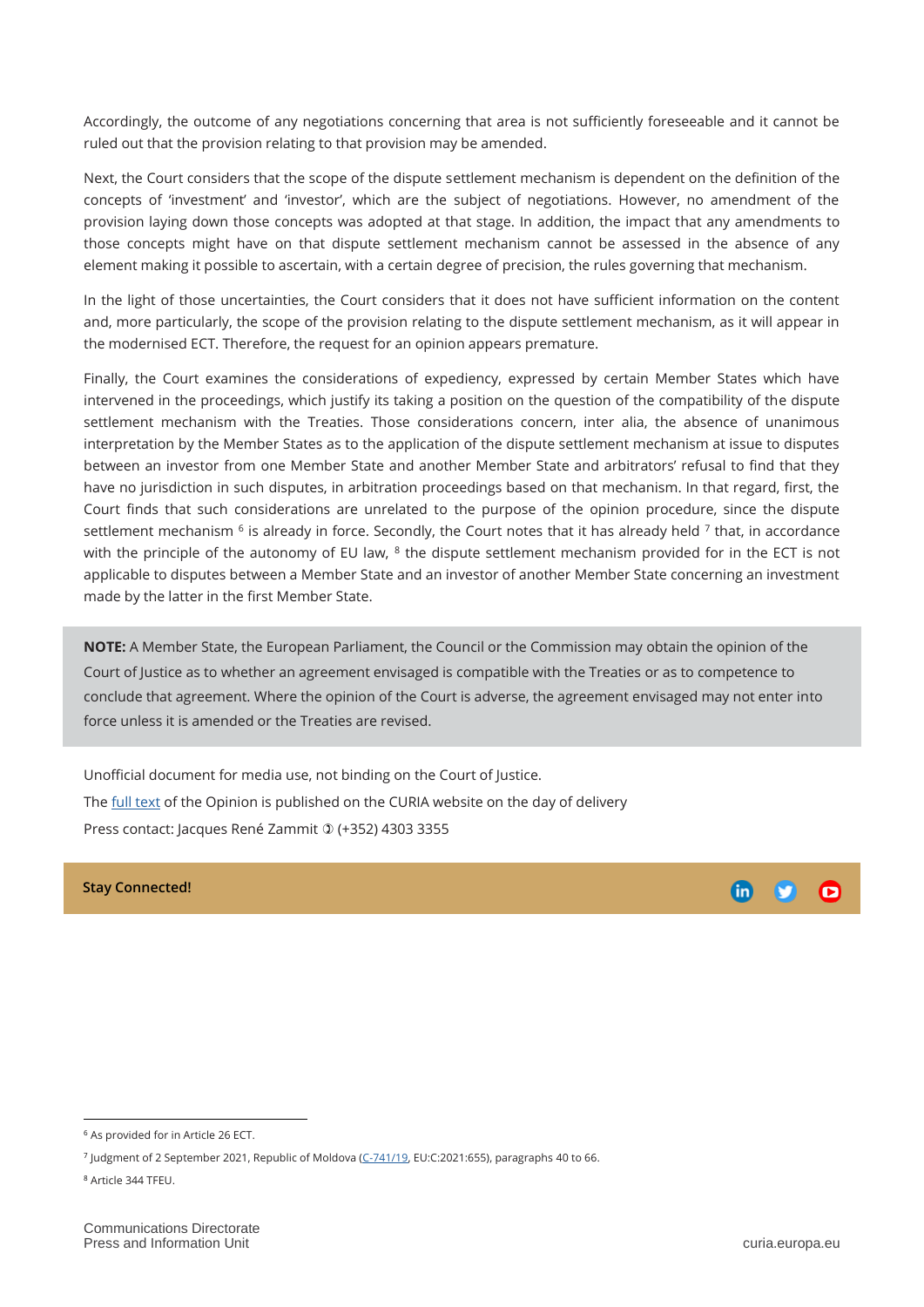Accordingly, the outcome of any negotiations concerning that area is not sufficiently foreseeable and it cannot be ruled out that the provision relating to that provision may be amended.

Next, the Court considers that the scope of the dispute settlement mechanism is dependent on the definition of the concepts of 'investment' and 'investor', which are the subject of negotiations. However, no amendment of the provision laying down those concepts was adopted at that stage. In addition, the impact that any amendments to those concepts might have on that dispute settlement mechanism cannot be assessed in the absence of any element making it possible to ascertain, with a certain degree of precision, the rules governing that mechanism.

In the light of those uncertainties, the Court considers that it does not have sufficient information on the content and, more particularly, the scope of the provision relating to the dispute settlement mechanism, as it will appear in the modernised ECT. Therefore, the request for an opinion appears premature.

Finally, the Court examines the considerations of expediency, expressed by certain Member States which have intervened in the proceedings, which justify its taking a position on the question of the compatibility of the dispute settlement mechanism with the Treaties. Those considerations concern, inter alia, the absence of unanimous interpretation by the Member States as to the application of the dispute settlement mechanism at issue to disputes between an investor from one Member State and another Member State and arbitrators' refusal to find that they have no jurisdiction in such disputes, in arbitration proceedings based on that mechanism. In that regard, first, the Court finds that such considerations are unrelated to the purpose of the opinion procedure, since the dispute settlement mechanism [6] is already in force. Secondly, the Court notes that it has already held [7] that, in accordance with the principle of the autonomy of EU law, [8] the dispute settlement mechanism provided for in the ECT is not applicable to disputes between a Member State and an investor of another Member State concerning an investment made by the latter in the first Member State.

**NOTE:** A Member State, the European Parliament, the Council or the Commission may obtain the opinion of the Court of Justice as to whether an agreement envisaged is compatible with the Treaties or as to competence to conclude that agreement. Where the opinion of the Court is adverse, the agreement envisaged may not enter into force unless it is amended or the Treaties are revised.

Unofficial document for media use, not binding on the Court of Justice.

The full text of the Opinion is published on the CURIA website on the day of delivery

Press contact: Jacques René Zammit ✆ (+352) 4303 3355

**Stay Connected!**

---

[6] As provided for in Article 26 ECT.

[7] Judgment of 2 September 2021, Republic of Moldova (C-741/19, EU:C:2021:655), paragraphs 40 to 66.

[8] Article 344 TFEU.